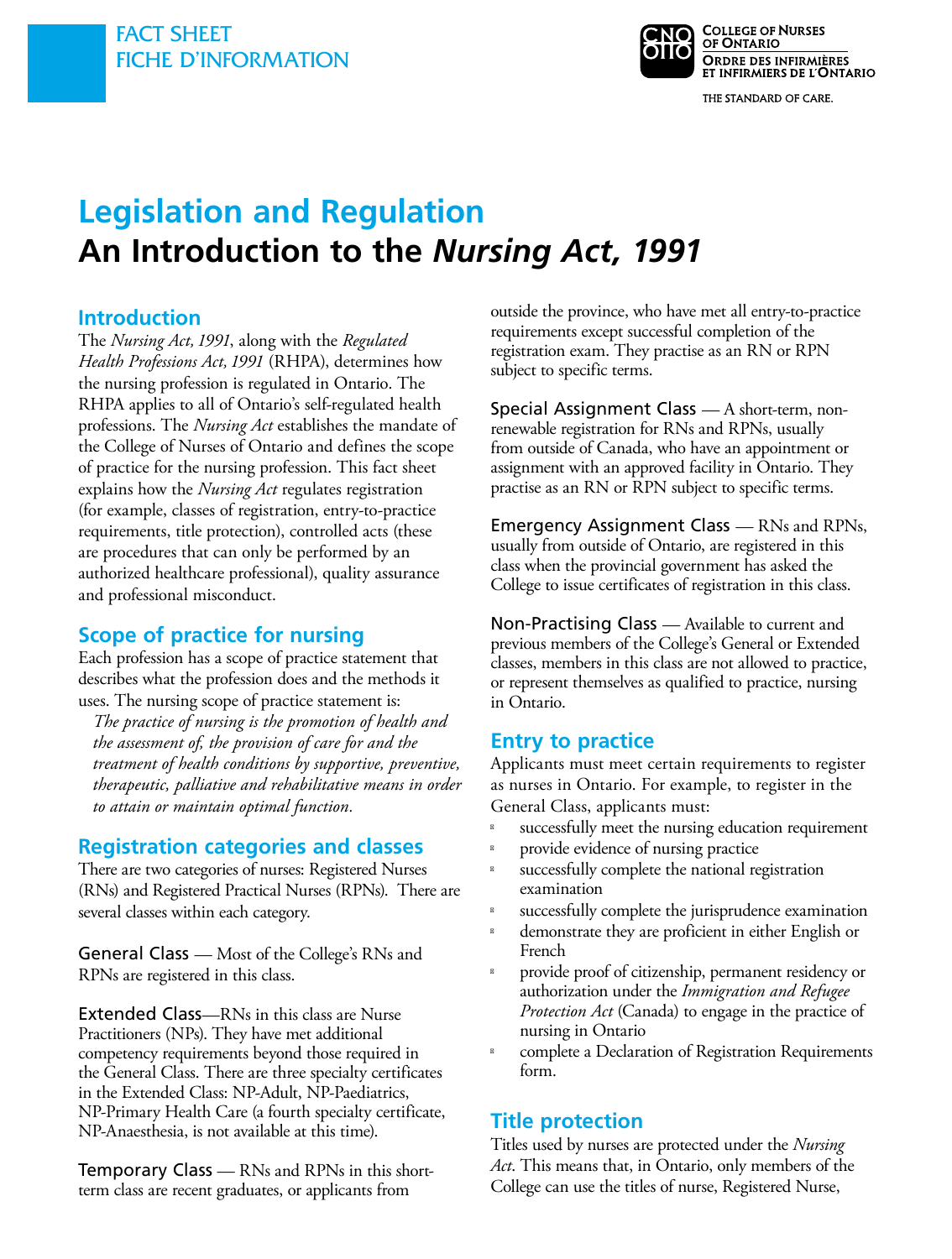FACT SHEET
FICHE D'INFORMATION

College of Nurses of Ontario
Ordre des infirmières et infirmiers de l'Ontario

THE STANDARD OF CARE.

# Legislation and Regulation
# An Introduction to the *Nursing Act, 1991*

## Introduction

The *Nursing Act, 1991*, along with the *Regulated Health Professions Act, 1991* (RHPA), determines how the nursing profession is regulated in Ontario. The RHPA applies to all of Ontario's self-regulated health professions. The *Nursing Act* establishes the mandate of the College of Nurses of Ontario and defines the scope of practice for the nursing profession. This fact sheet explains how the *Nursing Act* regulates registration (for example, classes of registration, entry-to-practice requirements, title protection), controlled acts (these are procedures that can only be performed by an authorized healthcare professional), quality assurance and professional misconduct.

## Scope of practice for nursing

Each profession has a scope of practice statement that describes what the profession does and the methods it uses. The nursing scope of practice statement is:

*The practice of nursing is the promotion of health and the assessment of, the provision of care for and the treatment of health conditions by supportive, preventive, therapeutic, palliative and rehabilitative means in order to attain or maintain optimal function.*

## Registration categories and classes

There are two categories of nurses: Registered Nurses (RNs) and Registered Practical Nurses (RPNs). There are several classes within each category.

General Class — Most of the College's RNs and RPNs are registered in this class.

Extended Class—RNs in this class are Nurse Practitioners (NPs). They have met additional competency requirements beyond those required in the General Class. There are three specialty certificates in the Extended Class: NP-Adult, NP-Paediatrics, NP-Primary Health Care (a fourth specialty certificate, NP-Anaesthesia, is not available at this time).

Temporary Class — RNs and RPNs in this short-term class are recent graduates, or applicants from outside the province, who have met all entry-to-practice requirements except successful completion of the registration exam. They practise as an RN or RPN subject to specific terms.

Special Assignment Class — A short-term, non-renewable registration for RNs and RPNs, usually from outside of Canada, who have an appointment or assignment with an approved facility in Ontario. They practise as an RN or RPN subject to specific terms.

Emergency Assignment Class — RNs and RPNs, usually from outside of Ontario, are registered in this class when the provincial government has asked the College to issue certificates of registration in this class.

Non-Practising Class — Available to current and previous members of the College's General or Extended classes, members in this class are not allowed to practice, or represent themselves as qualified to practice, nursing in Ontario.

## Entry to practice

Applicants must meet certain requirements to register as nurses in Ontario. For example, to register in the General Class, applicants must:

- successfully meet the nursing education requirement
- provide evidence of nursing practice
- successfully complete the national registration examination
- successfully complete the jurisprudence examination
- demonstrate they are proficient in either English or French
- provide proof of citizenship, permanent residency or authorization under the *Immigration and Refugee Protection Act* (Canada) to engage in the practice of nursing in Ontario
- complete a Declaration of Registration Requirements form.

## Title protection

Titles used by nurses are protected under the *Nursing Act*. This means that, in Ontario, only members of the College can use the titles of nurse, Registered Nurse,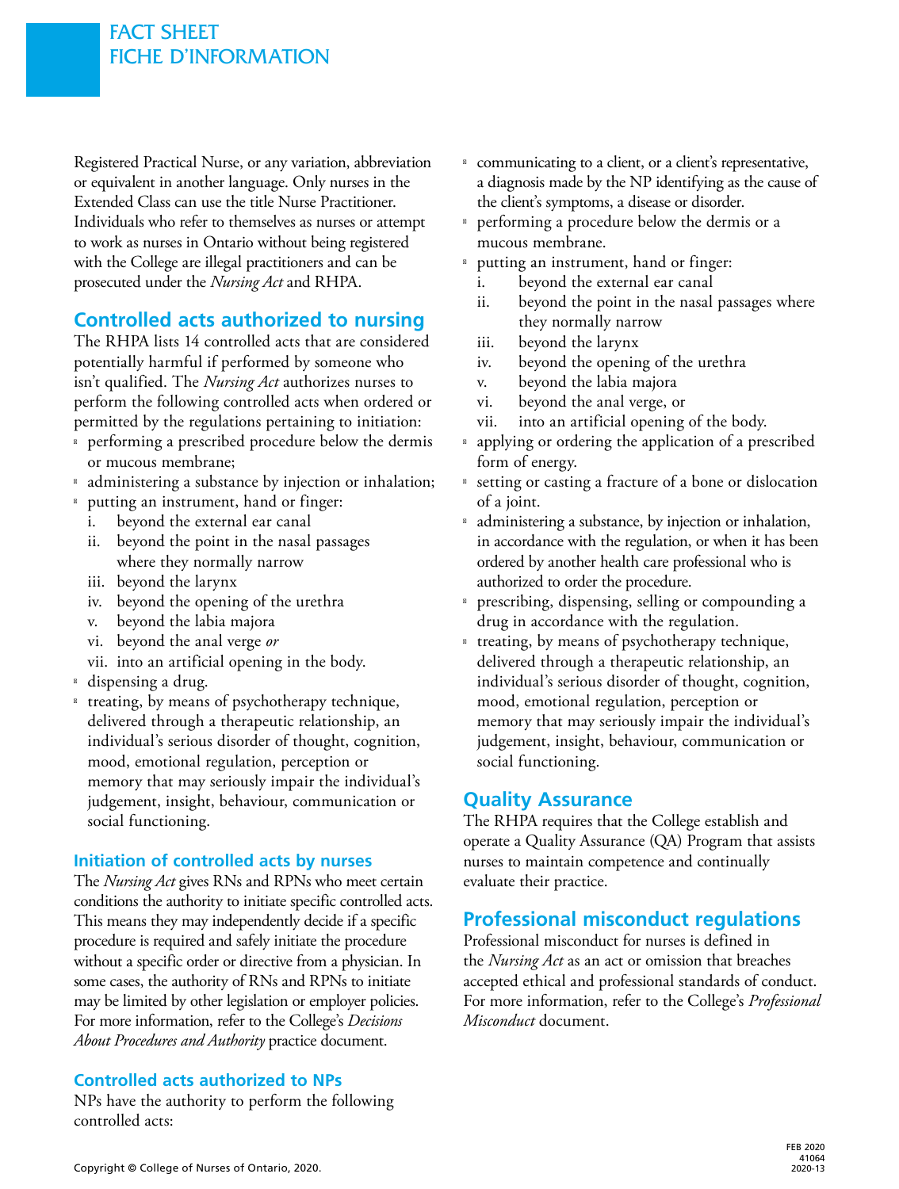Registered Practical Nurse, or any variation, abbreviation or equivalent in another language. Only nurses in the Extended Class can use the title Nurse Practitioner. Individuals who refer to themselves as nurses or attempt to work as nurses in Ontario without being registered with the College are illegal practitioners and can be prosecuted under the *Nursing Act* and RHPA.

## Controlled acts authorized to nursing

The RHPA lists 14 controlled acts that are considered potentially harmful if performed by someone who isn't qualified. The *Nursing Act* authorizes nurses to perform the following controlled acts when ordered or permitted by the regulations pertaining to initiation:

- performing a prescribed procedure below the dermis or mucous membrane;
- administering a substance by injection or inhalation;
- putting an instrument, hand or finger:
  1. beyond the external ear canal
  2. beyond the point in the nasal passages where they normally narrow
  3. beyond the larynx
  4. beyond the opening of the urethra
  5. beyond the labia majora
  6. beyond the anal verge *or*
  7. into an artificial opening in the body.
- dispensing a drug.
- treating, by means of psychotherapy technique, delivered through a therapeutic relationship, an individual's serious disorder of thought, cognition, mood, emotional regulation, perception or memory that may seriously impair the individual's judgement, insight, behaviour, communication or social functioning.

### Initiation of controlled acts by nurses

The *Nursing Act* gives RNs and RPNs who meet certain conditions the authority to initiate specific controlled acts. This means they may independently decide if a specific procedure is required and safely initiate the procedure without a specific order or directive from a physician. In some cases, the authority of RNs and RPNs to initiate may be limited by other legislation or employer policies. For more information, refer to the College's *Decisions About Procedures and Authority* practice document.

### Controlled acts authorized to NPs

NPs have the authority to perform the following controlled acts:

- communicating to a client, or a client's representative, a diagnosis made by the NP identifying as the cause of the client's symptoms, a disease or disorder.
- performing a procedure below the dermis or a mucous membrane.
- putting an instrument, hand or finger:
  1. beyond the external ear canal
  2. beyond the point in the nasal passages where they normally narrow
  3. beyond the larynx
  4. beyond the opening of the urethra
  5. beyond the labia majora
  6. beyond the anal verge, or
  7. into an artificial opening of the body.
- applying or ordering the application of a prescribed form of energy.
- setting or casting a fracture of a bone or dislocation of a joint.
- administering a substance, by injection or inhalation, in accordance with the regulation, or when it has been ordered by another health care professional who is authorized to order the procedure.
- prescribing, dispensing, selling or compounding a drug in accordance with the regulation.
- treating, by means of psychotherapy technique, delivered through a therapeutic relationship, an individual's serious disorder of thought, cognition, mood, emotional regulation, perception or memory that may seriously impair the individual's judgement, insight, behaviour, communication or social functioning.

## Quality Assurance

The RHPA requires that the College establish and operate a Quality Assurance (QA) Program that assists nurses to maintain competence and continually evaluate their practice.

## Professional misconduct regulations

Professional misconduct for nurses is defined in the *Nursing Act* as an act or omission that breaches accepted ethical and professional standards of conduct. For more information, refer to the College's *Professional Misconduct* document.

Copyright © College of Nurses of Ontario, 2020.

FEB 2020
41064
2020-13